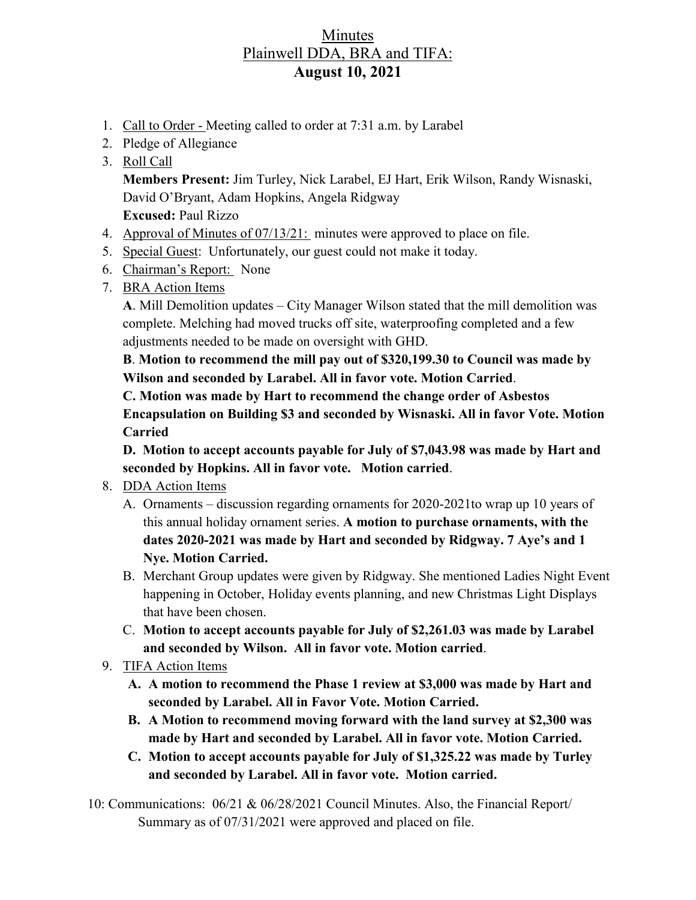# Minutes
## Plainwell DDA, BRA and TIFA:
## August 10, 2021

1. Call to Order - Meeting called to order at 7:31 a.m. by Larabel
2. Pledge of Allegiance
3. Roll Call
   **Members Present:** Jim Turley, Nick Larabel, EJ Hart, Erik Wilson, Randy Wisnaski, David O'Bryant, Adam Hopkins, Angela Ridgway
   **Excused:** Paul Rizzo
4. Approval of Minutes of 07/13/21: minutes were approved to place on file.
5. Special Guest: Unfortunately, our guest could not make it today.
6. Chairman's Report: None
7. BRA Action Items
   **A**. Mill Demolition updates – City Manager Wilson stated that the mill demolition was complete. Melching had moved trucks off site, waterproofing completed and a few adjustments needed to be made on oversight with GHD.
   **B**. **Motion to recommend the mill pay out of $320,199.30 to Council was made by Wilson and seconded by Larabel. All in favor vote. Motion Carried**.
   **C. Motion was made by Hart to recommend the change order of Asbestos Encapsulation on Building $3 and seconded by Wisnaski. All in favor Vote. Motion Carried**
   **D. Motion to accept accounts payable for July of $7,043.98 was made by Hart and seconded by Hopkins. All in favor vote. Motion carried**.
8. DDA Action Items
   A. Ornaments – discussion regarding ornaments for 2020-2021to wrap up 10 years of this annual holiday ornament series. **A motion to purchase ornaments, with the dates 2020-2021 was made by Hart and seconded by Ridgway. 7 Aye's and 1 Nye. Motion Carried.**
   B. Merchant Group updates were given by Ridgway. She mentioned Ladies Night Event happening in October, Holiday events planning, and new Christmas Light Displays that have been chosen.
   C. **Motion to accept accounts payable for July of $2,261.03 was made by Larabel and seconded by Wilson. All in favor vote. Motion carried**.
9. TIFA Action Items
   A. **A motion to recommend the Phase 1 review at $3,000 was made by Hart and seconded by Larabel. All in Favor Vote. Motion Carried.**
   B. **A Motion to recommend moving forward with the land survey at $2,300 was made by Hart and seconded by Larabel. All in favor vote. Motion Carried.**
   C. **Motion to accept accounts payable for July of $1,325.22 was made by Turley and seconded by Larabel. All in favor vote. Motion carried.**

10: Communications: 06/21 & 06/28/2021 Council Minutes. Also, the Financial Report/ Summary as of 07/31/2021 were approved and placed on file.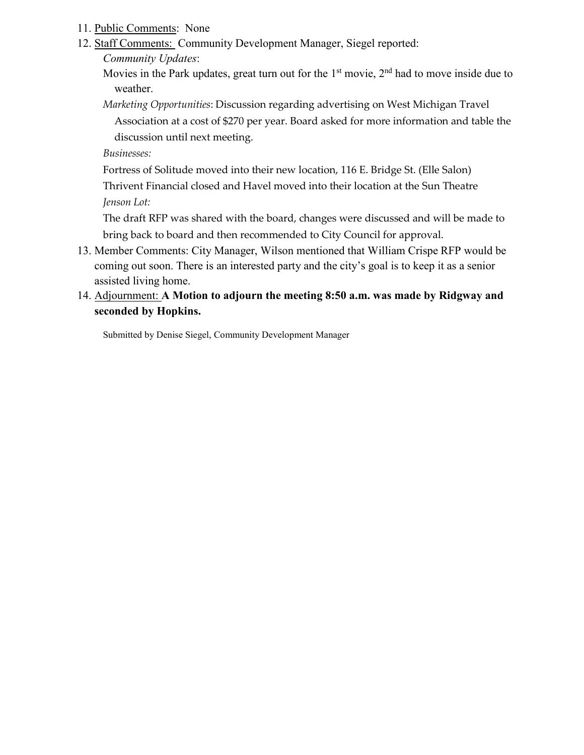11. Public Comments: None
12. Staff Comments: Community Development Manager, Siegel reported:

    *Community Updates*:

    Movies in the Park updates, great turn out for the 1st movie, 2nd had to move inside due to weather.

    *Marketing Opportunities*: Discussion regarding advertising on West Michigan Travel Association at a cost of $270 per year. Board asked for more information and table the discussion until next meeting.

    *Businesses:*

    Fortress of Solitude moved into their new location, 116 E. Bridge St. (Elle Salon)

    Thrivent Financial closed and Havel moved into their location at the Sun Theatre

    *Jenson Lot:*

    The draft RFP was shared with the board, changes were discussed and will be made to bring back to board and then recommended to City Council for approval.
13. Member Comments: City Manager, Wilson mentioned that William Crispe RFP would be coming out soon. There is an interested party and the city's goal is to keep it as a senior assisted living home.
14. Adjournment: **A Motion to adjourn the meeting 8:50 a.m. was made by Ridgway and seconded by Hopkins.**

Submitted by Denise Siegel, Community Development Manager